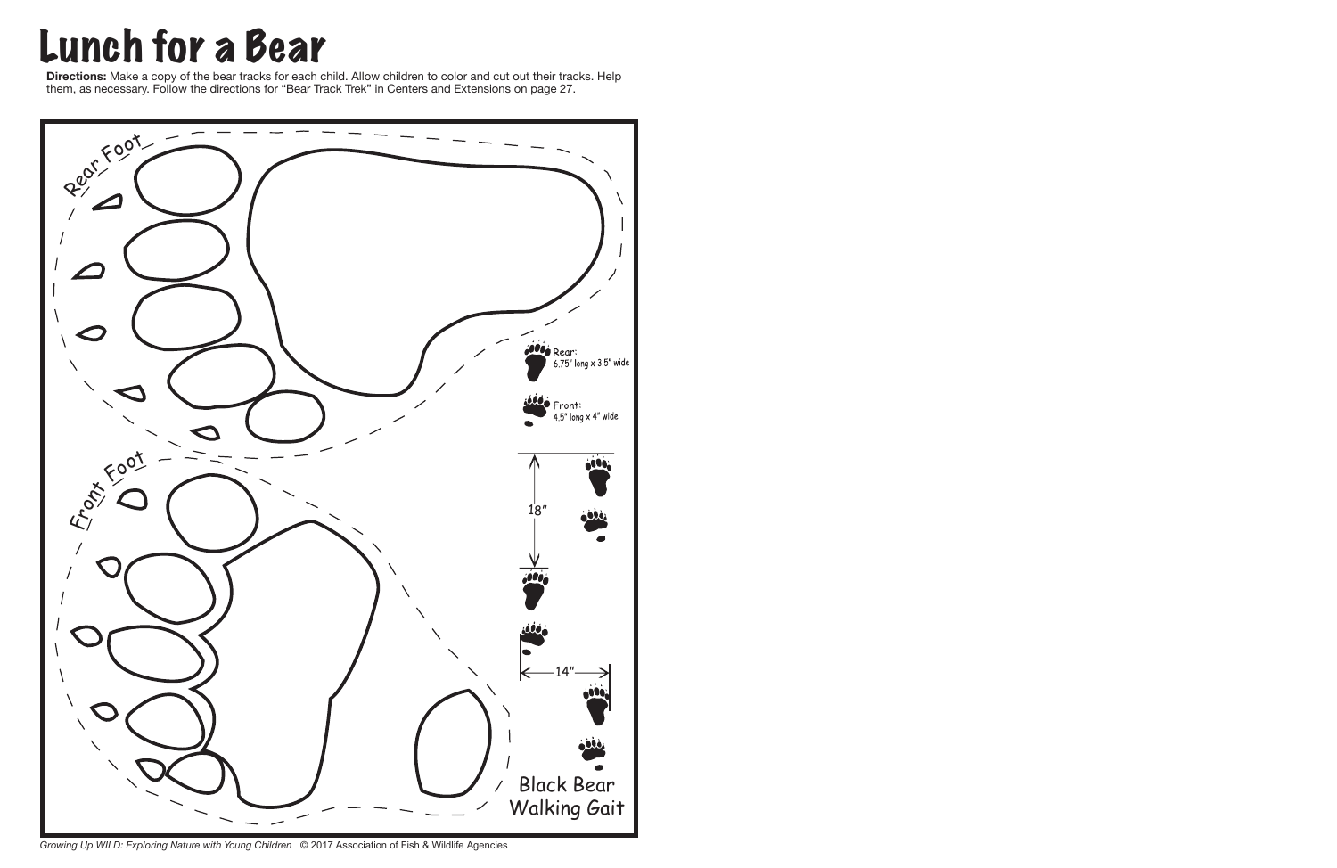# Lunch for a Bear

**Directions:** Make a copy of the bear tracks for each child. Allow children to color and cut out their tracks. Help them, as necessary. Follow the directions for "Bear Track Trek" in Centers and Extensions on page 27.

Rear Foot

Front Foot

Rear: 6.75" long x 3.5" wide

Front: 4.5" long x 4" wide

18"

14"

Black Bear Walking Gait

*Growing Up WILD: Exploring Nature with Young Children* © 2017 Association of Fish & Wildlife Agencies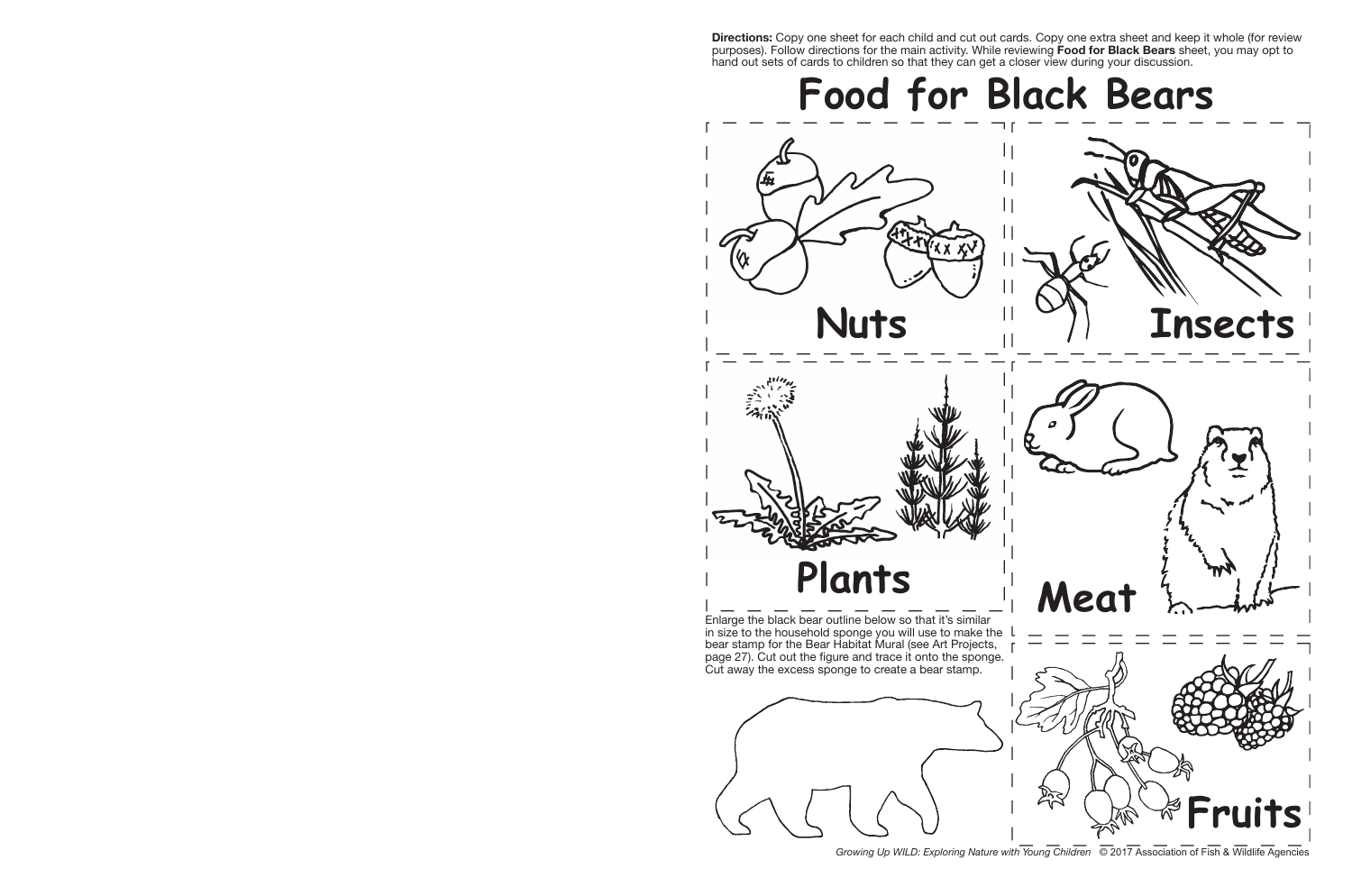**Directions:** Copy one sheet for each child and cut out cards. Copy one extra sheet and keep it whole (for review purposes). Follow directions for the main activity. While reviewing **Food for Black Bears** sheet, you may opt to hand out sets of cards to children so that they can get a closer view during your discussion.

# Food for Black Bears

Nuts

Insects

Plants

Meat

Enlarge the black bear outline below so that it's similar in size to the household sponge you will use to make the bear stamp for the Bear Habitat Mural (see Art Projects, page 27). Cut out the figure and trace it onto the sponge. Cut away the excess sponge to create a bear stamp.

Fruits

*Growing Up WILD: Exploring Nature with Young Children* © 2017 Association of Fish & Wildlife Agencies